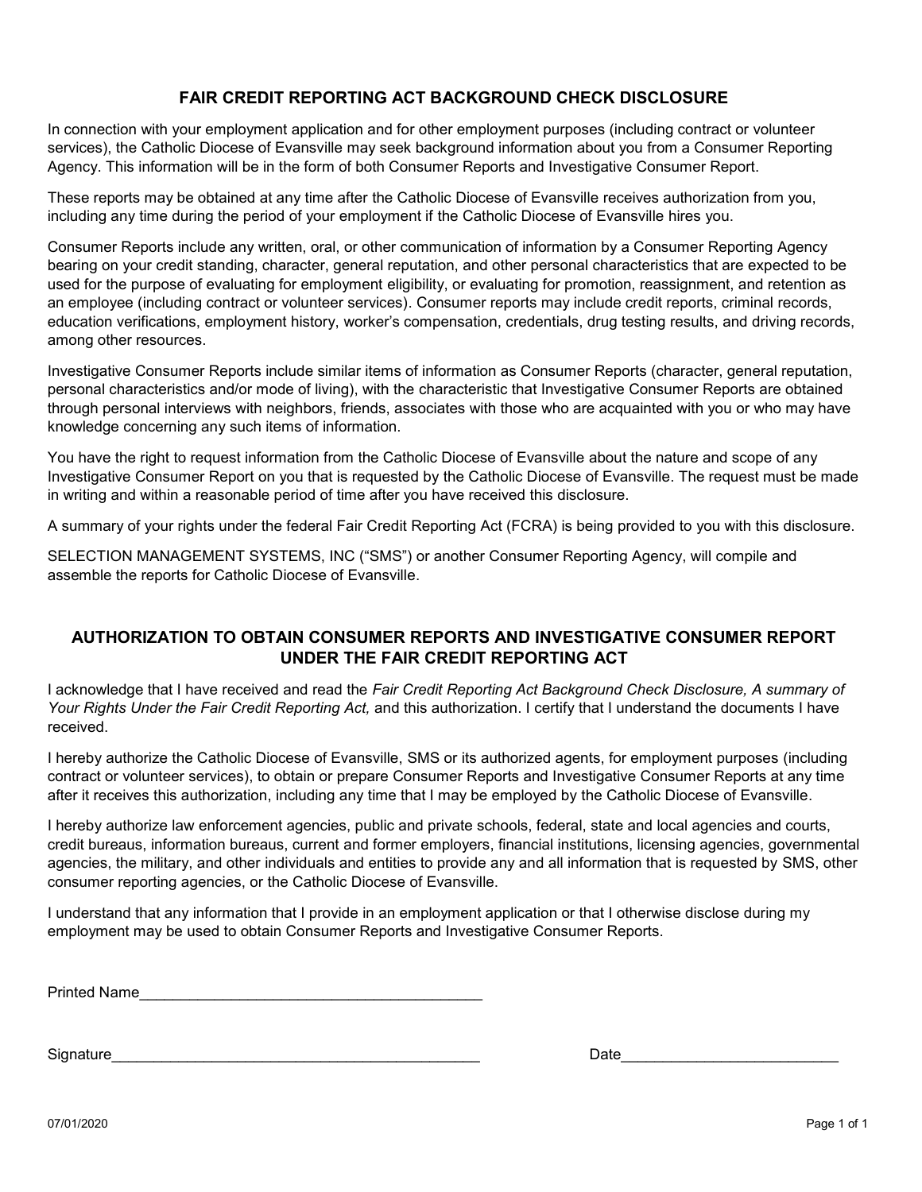## FAIR CREDIT REPORTING ACT BACKGROUND CHECK DISCLOSURE

In connection with your employment application and for other employment purposes (including contract or volunteer services), the Catholic Diocese of Evansville may seek background information about you from a Consumer Reporting Agency. This information will be in the form of both Consumer Reports and Investigative Consumer Report.

These reports may be obtained at any time after the Catholic Diocese of Evansville receives authorization from you, including any time during the period of your employment if the Catholic Diocese of Evansville hires you.

Consumer Reports include any written, oral, or other communication of information by a Consumer Reporting Agency bearing on your credit standing, character, general reputation, and other personal characteristics that are expected to be used for the purpose of evaluating for employment eligibility, or evaluating for promotion, reassignment, and retention as an employee (including contract or volunteer services). Consumer reports may include credit reports, criminal records, education verifications, employment history, worker's compensation, credentials, drug testing results, and driving records, among other resources.

Investigative Consumer Reports include similar items of information as Consumer Reports (character, general reputation, personal characteristics and/or mode of living), with the characteristic that Investigative Consumer Reports are obtained through personal interviews with neighbors, friends, associates with those who are acquainted with you or who may have knowledge concerning any such items of information.

You have the right to request information from the Catholic Diocese of Evansville about the nature and scope of any Investigative Consumer Report on you that is requested by the Catholic Diocese of Evansville. The request must be made in writing and within a reasonable period of time after you have received this disclosure.

A summary of your rights under the federal Fair Credit Reporting Act (FCRA) is being provided to you with this disclosure.

SELECTION MANAGEMENT SYSTEMS, INC ("SMS") or another Consumer Reporting Agency, will compile and assemble the reports for Catholic Diocese of Evansville.

## AUTHORIZATION TO OBTAIN CONSUMER REPORTS AND INVESTIGATIVE CONSUMER REPORT UNDER THE FAIR CREDIT REPORTING ACT

I acknowledge that I have received and read the *Fair Credit Reporting Act Background Check Disclosure, A summary of Your Rights Under the Fair Credit Reporting Act,* and this authorization. I certify that I understand the documents I have received.

I hereby authorize the Catholic Diocese of Evansville, SMS or its authorized agents, for employment purposes (including contract or volunteer services), to obtain or prepare Consumer Reports and Investigative Consumer Reports at any time after it receives this authorization, including any time that I may be employed by the Catholic Diocese of Evansville.

I hereby authorize law enforcement agencies, public and private schools, federal, state and local agencies and courts, credit bureaus, information bureaus, current and former employers, financial institutions, licensing agencies, governmental agencies, the military, and other individuals and entities to provide any and all information that is requested by SMS, other consumer reporting agencies, or the Catholic Diocese of Evansville.

I understand that any information that I provide in an employment application or that I otherwise disclose during my employment may be used to obtain Consumer Reports and Investigative Consumer Reports.

Printed Name__________________________________________

Signature____________________________________________ Date__________________________

07/01/2020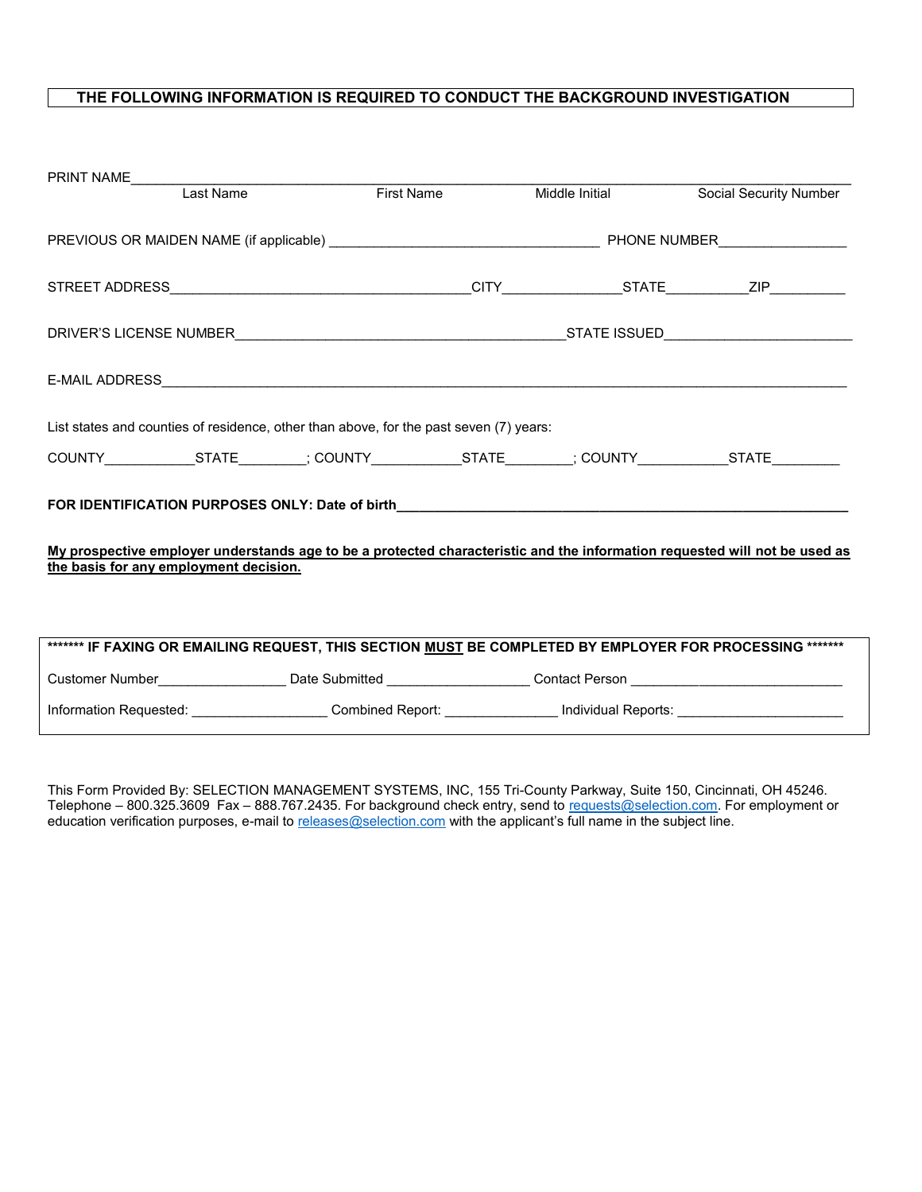**THE FOLLOWING INFORMATION IS REQUIRED TO CONDUCT THE BACKGROUND INVESTIGATION**

PRINT NAME_______________________________________________________________________________

Last Name First Name Middle Initial Social Security Number

PREVIOUS OR MAIDEN NAME (if applicable) ___________________________________ PHONE NUMBER_________________

STREET ADDRESS_______________________________________CITY_______________STATE__________ZIP__________

DRIVER'S LICENSE NUMBER___________________________________________STATE ISSUED________________________

E-MAIL ADDRESS_______________________________________________________________________________

List states and counties of residence, other than above, for the past seven (7) years:

COUNTY___________STATE________; COUNTY___________STATE________; COUNTY___________STATE________

**FOR IDENTIFICATION PURPOSES ONLY: Date of birth_______________________________________________________**

**My prospective employer understands age to be a protected characteristic and the information requested will not be used as the basis for any employment decision.**

**\*\*\*\*\*\*\* IF FAXING OR EMAILING REQUEST, THIS SECTION MUST BE COMPLETED BY EMPLOYER FOR PROCESSING \*\*\*\*\*\*\***

Customer Number________________ Date Submitted __________________ Contact Person ____________________________

Information Requested: _________________ Combined Report: _______________ Individual Reports: ______________________

This Form Provided By: SELECTION MANAGEMENT SYSTEMS, INC, 155 Tri-County Parkway, Suite 150, Cincinnati, OH 45246. Telephone – 800.325.3609 Fax – 888.767.2435. For background check entry, send to requests@selection.com. For employment or education verification purposes, e-mail to releases@selection.com with the applicant's full name in the subject line.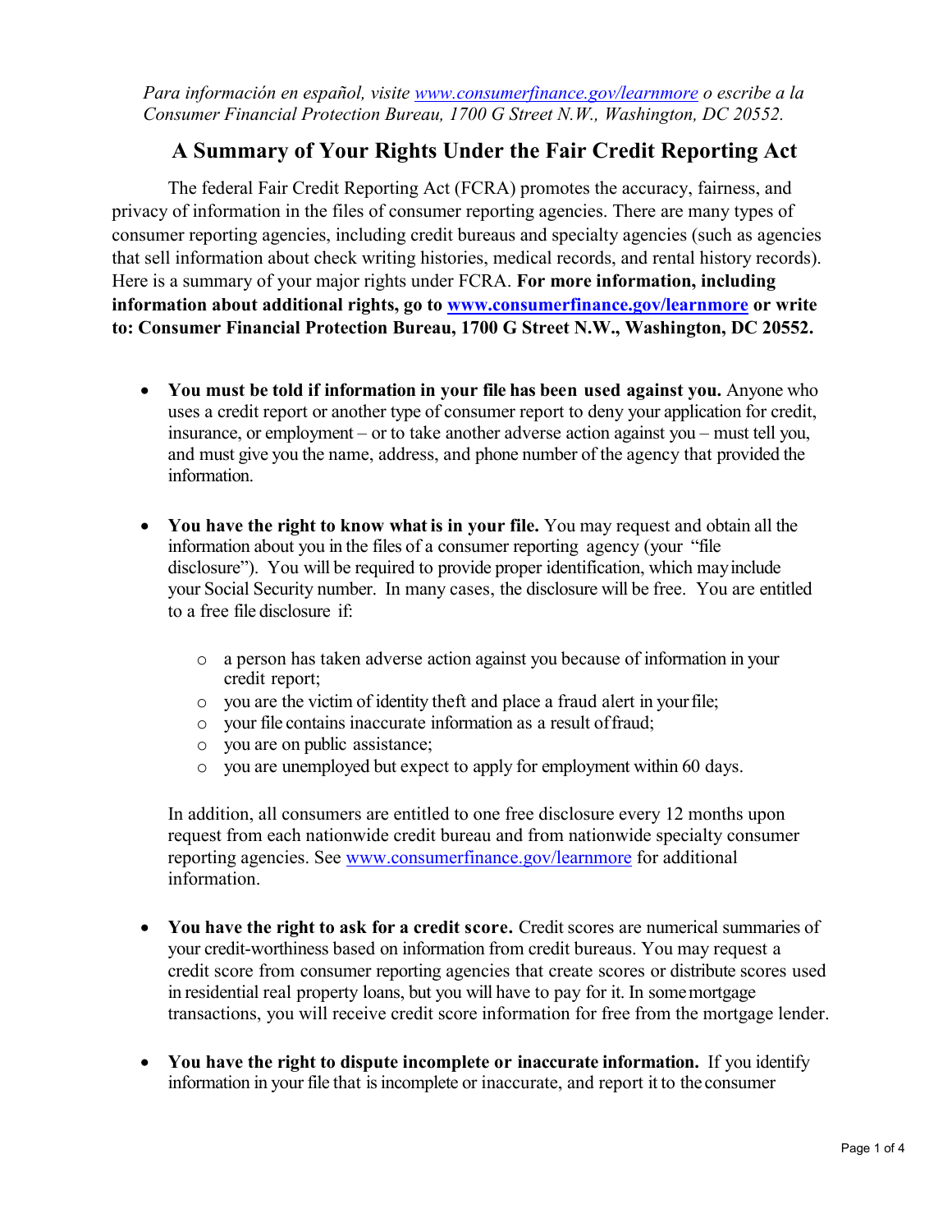*Para información en español, visite [www.consumerfinance.gov/learnmore](www.consumerfinance.gov/learnmore) o escribe a la Consumer Financial Protection Bureau, 1700 G Street N.W., Washington, DC 20552.*

# A Summary of Your Rights Under the Fair Credit Reporting Act

The federal Fair Credit Reporting Act (FCRA) promotes the accuracy, fairness, and privacy of information in the files of consumer reporting agencies. There are many types of consumer reporting agencies, including credit bureaus and specialty agencies (such as agencies that sell information about check writing histories, medical records, and rental history records). Here is a summary of your major rights under FCRA. **For more information, including information about additional rights, go to [www.consumerfinance.gov/learnmore](www.consumerfinance.gov/learnmore) or write to: Consumer Financial Protection Bureau, 1700 G Street N.W., Washington, DC 20552.**

- **You must be told if information in your file has been used against you.** Anyone who uses a credit report or another type of consumer report to deny your application for credit, insurance, or employment – or to take another adverse action against you – must tell you, and must give you the name, address, and phone number of the agency that provided the information.

- **You have the right to know what is in your file.** You may request and obtain all the information about you in the files of a consumer reporting agency (your "file disclosure"). You will be required to provide proper identification, which may include your Social Security number. In many cases, the disclosure will be free. You are entitled to a free file disclosure if:

  - a person has taken adverse action against you because of information in your credit report;
  - you are the victim of identity theft and place a fraud alert in your file;
  - your file contains inaccurate information as a result of fraud;
  - you are on public assistance;
  - you are unemployed but expect to apply for employment within 60 days.

  In addition, all consumers are entitled to one free disclosure every 12 months upon request from each nationwide credit bureau and from nationwide specialty consumer reporting agencies. See [www.consumerfinance.gov/learnmore](www.consumerfinance.gov/learnmore) for additional information.

- **You have the right to ask for a credit score.** Credit scores are numerical summaries of your credit-worthiness based on information from credit bureaus. You may request a credit score from consumer reporting agencies that create scores or distribute scores used in residential real property loans, but you will have to pay for it. In some mortgage transactions, you will receive credit score information for free from the mortgage lender.

- **You have the right to dispute incomplete or inaccurate information.** If you identify information in your file that is incomplete or inaccurate, and report it to the consumer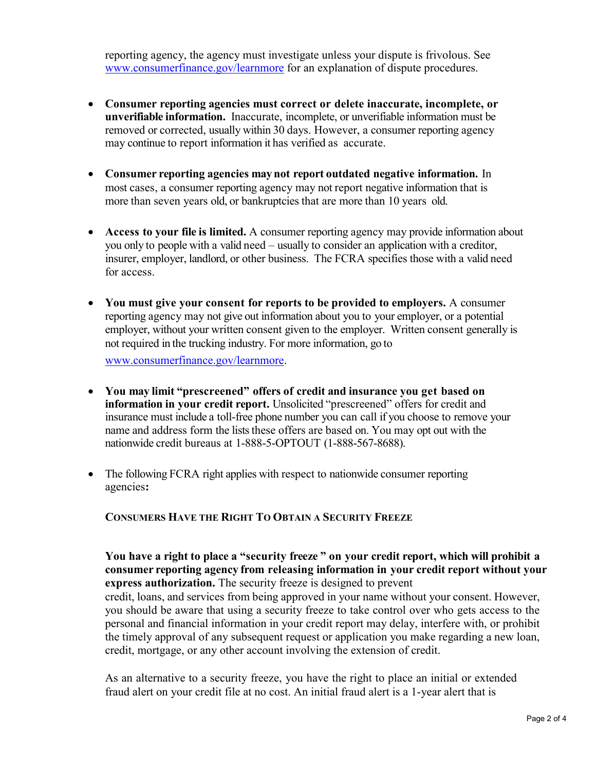reporting agency, the agency must investigate unless your dispute is frivolous. See [www.consumerfinance.gov/learnmore](www.consumerfinance.gov/learnmore) for an explanation of dispute procedures.

- **Consumer reporting agencies must correct or delete inaccurate, incomplete, or unverifiable information.** Inaccurate, incomplete, or unverifiable information must be removed or corrected, usually within 30 days. However, a consumer reporting agency may continue to report information it has verified as accurate.

- **Consumer reporting agencies may not report outdated negative information.** In most cases, a consumer reporting agency may not report negative information that is more than seven years old, or bankruptcies that are more than 10 years old.

- **Access to your file is limited.** A consumer reporting agency may provide information about you only to people with a valid need – usually to consider an application with a creditor, insurer, employer, landlord, or other business. The FCRA specifies those with a valid need for access.

- **You must give your consent for reports to be provided to employers.** A consumer reporting agency may not give out information about you to your employer, or a potential employer, without your written consent given to the employer. Written consent generally is not required in the trucking industry. For more information, go to [www.consumerfinance.gov/learnmore](www.consumerfinance.gov/learnmore).

- **You may limit "prescreened" offers of credit and insurance you get based on information in your credit report.** Unsolicited "prescreened" offers for credit and insurance must include a toll-free phone number you can call if you choose to remove your name and address form the lists these offers are based on. You may opt out with the nationwide credit bureaus at 1-888-5-OPTOUT (1-888-567-8688).

- The following FCRA right applies with respect to nationwide consumer reporting agencies**:**

  **CONSUMERS HAVE THE RIGHT TO OBTAIN A SECURITY FREEZE**

  **You have a right to place a "security freeze" on your credit report, which will prohibit a consumer reporting agency from releasing information in your credit report without your express authorization.** The security freeze is designed to prevent credit, loans, and services from being approved in your name without your consent. However, you should be aware that using a security freeze to take control over who gets access to the personal and financial information in your credit report may delay, interfere with, or prohibit the timely approval of any subsequent request or application you make regarding a new loan, credit, mortgage, or any other account involving the extension of credit.

  As an alternative to a security freeze, you have the right to place an initial or extended fraud alert on your credit file at no cost. An initial fraud alert is a 1-year alert that is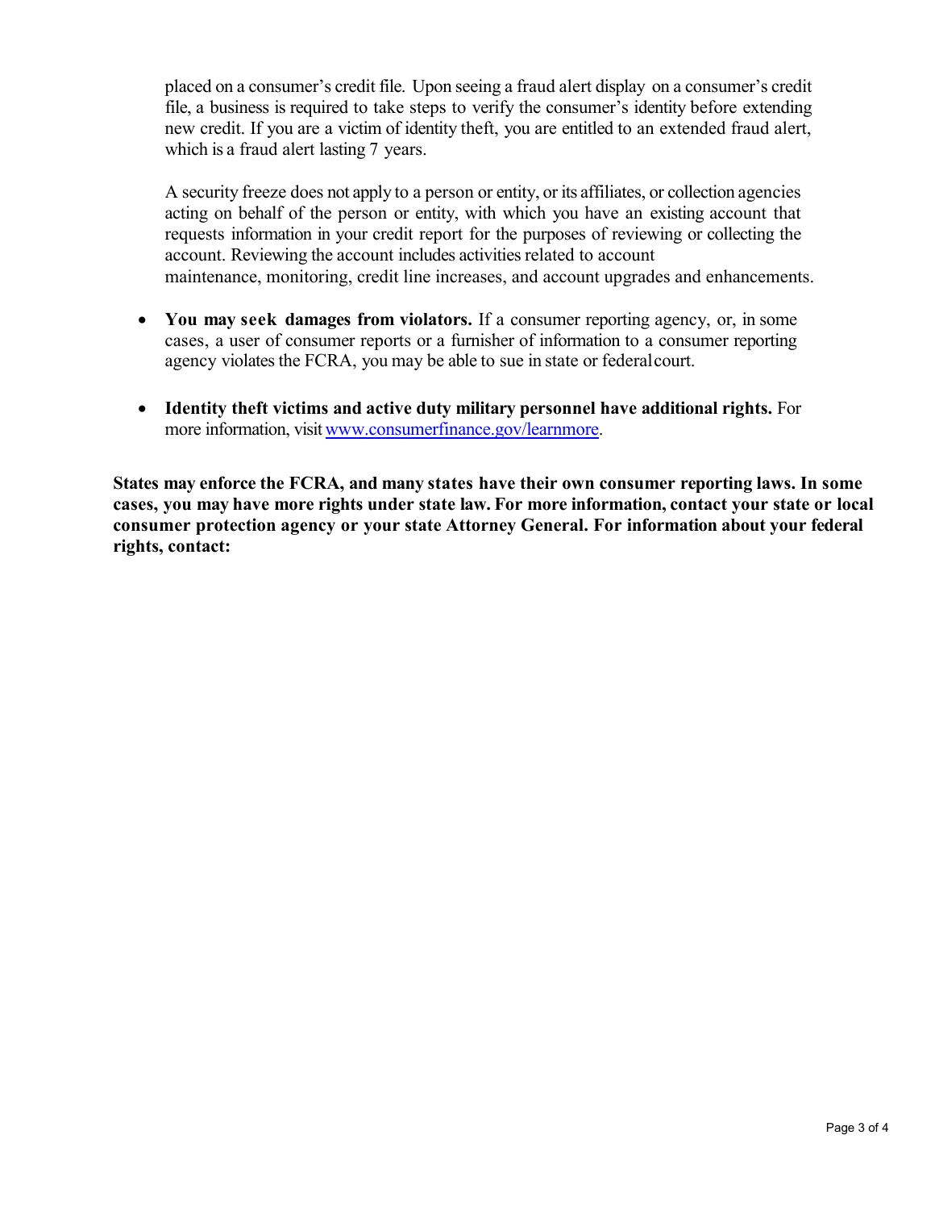placed on a consumer's credit file. Upon seeing a fraud alert display on a consumer's credit file, a business is required to take steps to verify the consumer's identity before extending new credit. If you are a victim of identity theft, you are entitled to an extended fraud alert, which is a fraud alert lasting 7 years.

A security freeze does not apply to a person or entity, or its affiliates, or collection agencies acting on behalf of the person or entity, with which you have an existing account that requests information in your credit report for the purposes of reviewing or collecting the account. Reviewing the account includes activities related to account maintenance, monitoring, credit line increases, and account upgrades and enhancements.

- **You may seek damages from violators.** If a consumer reporting agency, or, in some cases, a user of consumer reports or a furnisher of information to a consumer reporting agency violates the FCRA, you may be able to sue in state or federal court.

- **Identity theft victims and active duty military personnel have additional rights.** For more information, visit www.consumerfinance.gov/learnmore.

**States may enforce the FCRA, and many states have their own consumer reporting laws. In some cases, you may have more rights under state law. For more information, contact your state or local consumer protection agency or your state Attorney General. For information about your federal rights, contact:**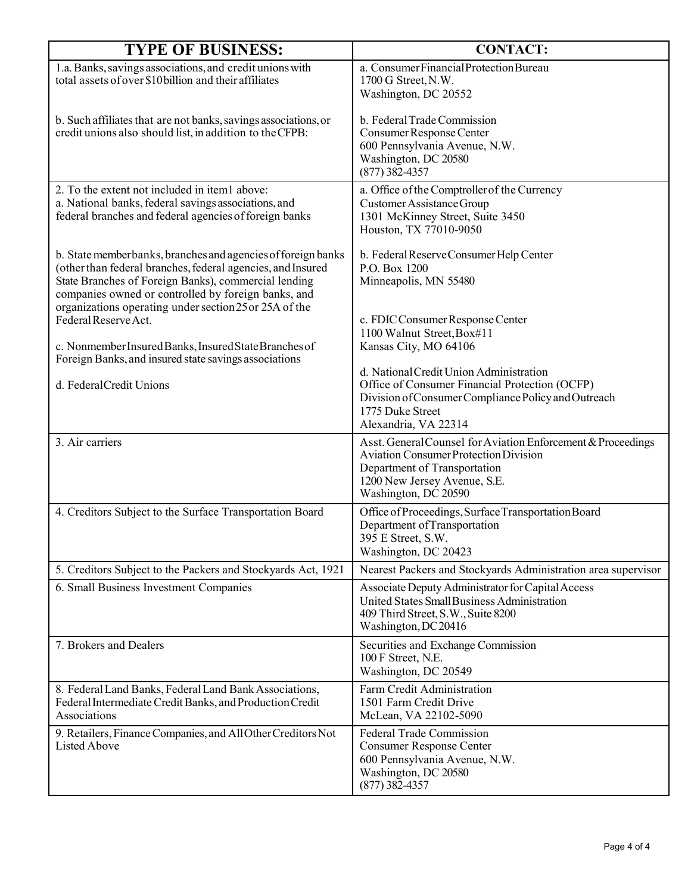| TYPE OF BUSINESS: | CONTACT: |
|---|---|
| 1.a. Banks, savings associations, and credit unions with total assets of over $10 billion and their affiliates<br><br>b. Such affiliates that are not banks, savings associations, or credit unions also should list, in addition to the CFPB: | a. Consumer Financial Protection Bureau<br>1700 G Street, N.W.<br>Washington, DC 20552<br><br>b. Federal Trade Commission<br>Consumer Response Center<br>600 Pennsylvania Avenue, N.W.<br>Washington, DC 20580<br>(877) 382-4357 |
| 2. To the extent not included in item 1 above:<br>a. National banks, federal savings associations, and federal branches and federal agencies of foreign banks<br><br>b. State member banks, branches and agencies of foreign banks (other than federal branches, federal agencies, and Insured State Branches of Foreign Banks), commercial lending companies owned or controlled by foreign banks, and organizations operating under section 25 or 25A of the Federal Reserve Act.<br><br>c. Nonmember Insured Banks, Insured State Branches of Foreign Banks, and insured state savings associations<br><br>d. Federal Credit Unions | a. Office of the Comptroller of the Currency<br>Customer Assistance Group<br>1301 McKinney Street, Suite 3450<br>Houston, TX 77010-9050<br><br>b. Federal Reserve Consumer Help Center<br>P.O. Box 1200<br>Minneapolis, MN 55480<br><br>c. FDIC Consumer Response Center<br>1100 Walnut Street, Box#11<br>Kansas City, MO 64106<br><br>d. National Credit Union Administration<br>Office of Consumer Financial Protection (OCFP)<br>Division of Consumer Compliance Policy and Outreach<br>1775 Duke Street<br>Alexandria, VA 22314 |
| 3. Air carriers | Asst. General Counsel for Aviation Enforcement & Proceedings<br>Aviation Consumer Protection Division<br>Department of Transportation<br>1200 New Jersey Avenue, S.E.<br>Washington, DC 20590 |
| 4. Creditors Subject to the Surface Transportation Board | Office of Proceedings, Surface Transportation Board<br>Department of Transportation<br>395 E Street, S.W.<br>Washington, DC 20423 |
| 5. Creditors Subject to the Packers and Stockyards Act, 1921 | Nearest Packers and Stockyards Administration area supervisor |
| 6. Small Business Investment Companies | Associate Deputy Administrator for Capital Access<br>United States Small Business Administration<br>409 Third Street, S.W., Suite 8200<br>Washington, DC 20416 |
| 7. Brokers and Dealers | Securities and Exchange Commission<br>100 F Street, N.E.<br>Washington, DC 20549 |
| 8. Federal Land Banks, Federal Land Bank Associations, Federal Intermediate Credit Banks, and Production Credit Associations | Farm Credit Administration<br>1501 Farm Credit Drive<br>McLean, VA 22102-5090 |
| 9. Retailers, Finance Companies, and All Other Creditors Not Listed Above | Federal Trade Commission<br>Consumer Response Center<br>600 Pennsylvania Avenue, N.W.<br>Washington, DC 20580<br>(877) 382-4357 |